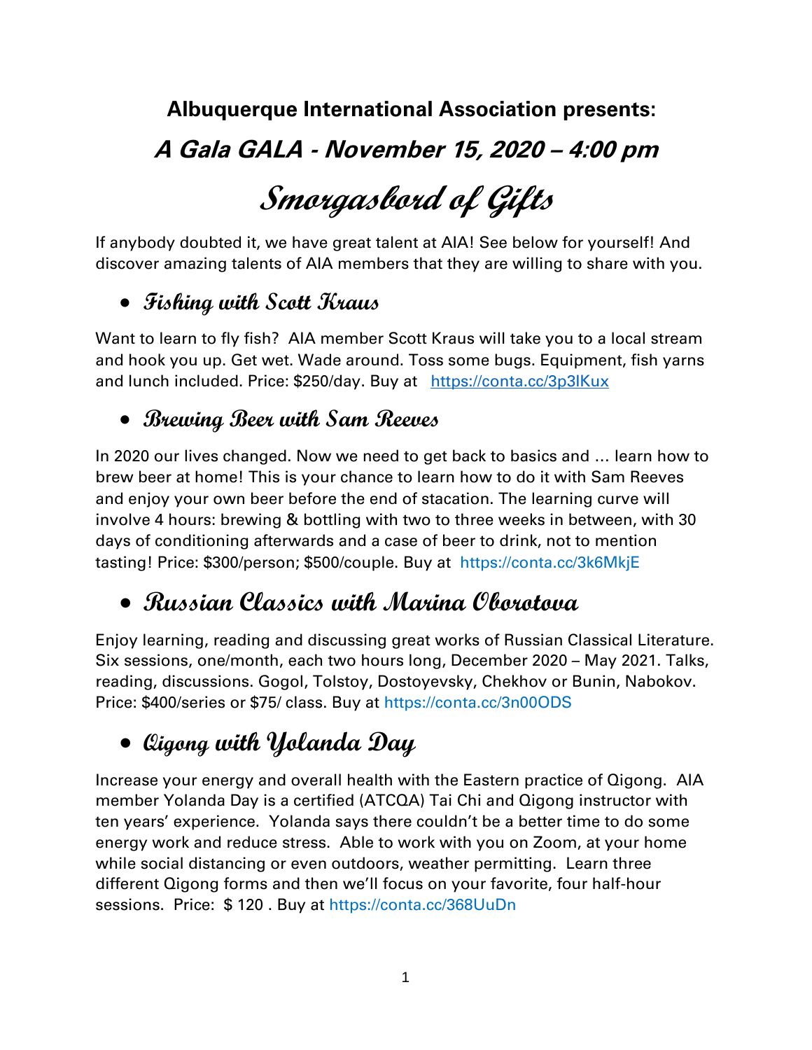## Albuquerque International Association presents:

## *A Gala GALA - November 15, 2020 – 4:00 pm*

# Smorgasbord of Gifts

If anybody doubted it, we have great talent at AIA! See below for yourself! And discover amazing talents of AIA members that they are willing to share with you.

- ### Fishing with Scott Kraus

Want to learn to fly fish? AIA member Scott Kraus will take you to a local stream and hook you up. Get wet. Wade around. Toss some bugs. Equipment, fish yarns and lunch included. Price: $250/day. Buy at https://conta.cc/3p3lKux

- ### Brewing Beer with Sam Reeves

In 2020 our lives changed. Now we need to get back to basics and … learn how to brew beer at home! This is your chance to learn how to do it with Sam Reeves and enjoy your own beer before the end of stacation. The learning curve will involve 4 hours: brewing & bottling with two to three weeks in between, with 30 days of conditioning afterwards and a case of beer to drink, not to mention tasting! Price: $300/person; $500/couple. Buy at https://conta.cc/3k6MkjE

- ### Russian Classics with Marina Oborotova

Enjoy learning, reading and discussing great works of Russian Classical Literature. Six sessions, one/month, each two hours long, December 2020 – May 2021. Talks, reading, discussions. Gogol, Tolstoy, Dostoyevsky, Chekhov or Bunin, Nabokov. Price: $400/series or $75/ class. Buy at https://conta.cc/3n00ODS

- ### Qigong with Yolanda Day

Increase your energy and overall health with the Eastern practice of Qigong. AIA member Yolanda Day is a certified (ATCQA) Tai Chi and Qigong instructor with ten years' experience. Yolanda says there couldn't be a better time to do some energy work and reduce stress. Able to work with you on Zoom, at your home while social distancing or even outdoors, weather permitting. Learn three different Qigong forms and then we'll focus on your favorite, four half-hour sessions. Price: $ 120 . Buy at https://conta.cc/368UuDn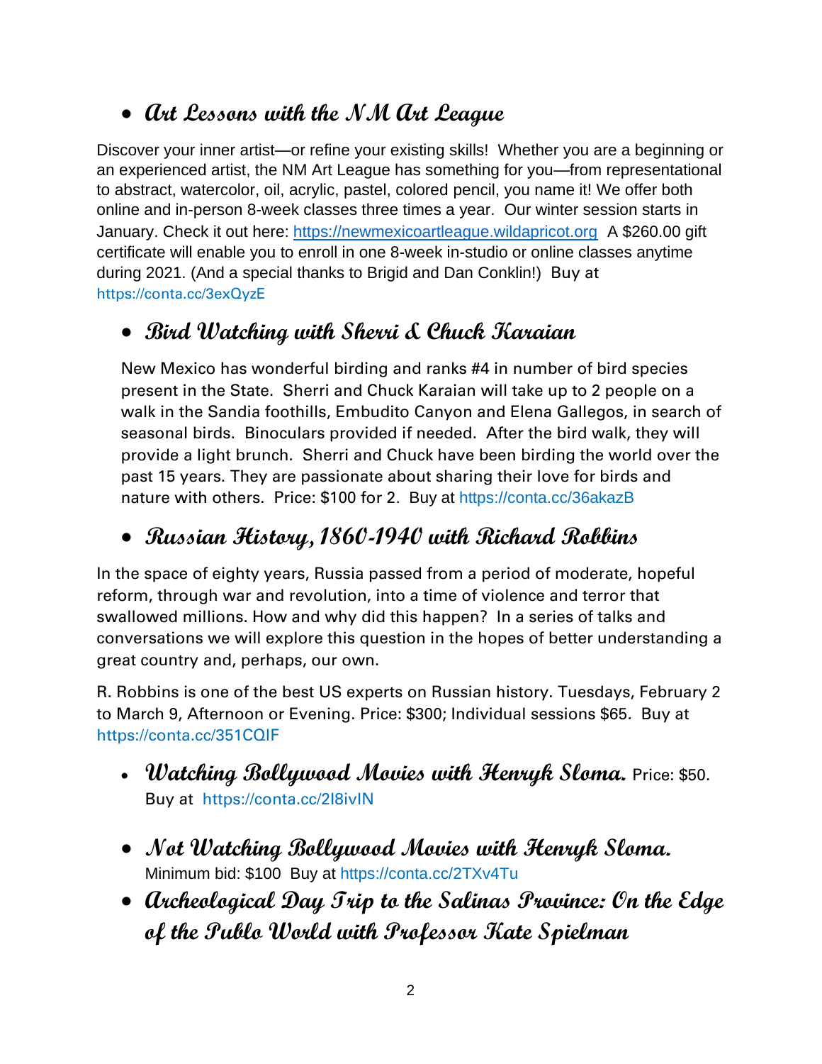- **Art Lessons with the NM Art League**

Discover your inner artist—or refine your existing skills! Whether you are a beginning or an experienced artist, the NM Art League has something for you—from representational to abstract, watercolor, oil, acrylic, pastel, colored pencil, you name it! We offer both online and in-person 8-week classes three times a year. Our winter session starts in January. Check it out here: https://newmexicoartleague.wildapricot.org A $260.00 gift certificate will enable you to enroll in one 8-week in-studio or online classes anytime during 2021. (And a special thanks to Brigid and Dan Conklin!) Buy at https://conta.cc/3exQyzE

- **Bird Watching with Sherri & Chuck Karaian**

New Mexico has wonderful birding and ranks #4 in number of bird species present in the State. Sherri and Chuck Karaian will take up to 2 people on a walk in the Sandia foothills, Embudito Canyon and Elena Gallegos, in search of seasonal birds. Binoculars provided if needed. After the bird walk, they will provide a light brunch. Sherri and Chuck have been birding the world over the past 15 years. They are passionate about sharing their love for birds and nature with others. Price: $100 for 2. Buy at https://conta.cc/36akazB

- **Russian History, 1860-1940 with Richard Robbins**

In the space of eighty years, Russia passed from a period of moderate, hopeful reform, through war and revolution, into a time of violence and terror that swallowed millions. How and why did this happen? In a series of talks and conversations we will explore this question in the hopes of better understanding a great country and, perhaps, our own.

R. Robbins is one of the best US experts on Russian history. Tuesdays, February 2 to March 9, Afternoon or Evening. Price: $300; Individual sessions $65. Buy at https://conta.cc/351CQIF

- **Watching Bollywood Movies with Henryk Sloma.** Price: $50. Buy at https://conta.cc/2l8ivlN
- **Not Watching Bollywood Movies with Henryk Sloma.** Minimum bid: $100 Buy at https://conta.cc/2TXv4Tu
- **Archeological Day Trip to the Salinas Province: On the Edge of the Pueblo World with Professor Kate Spielman**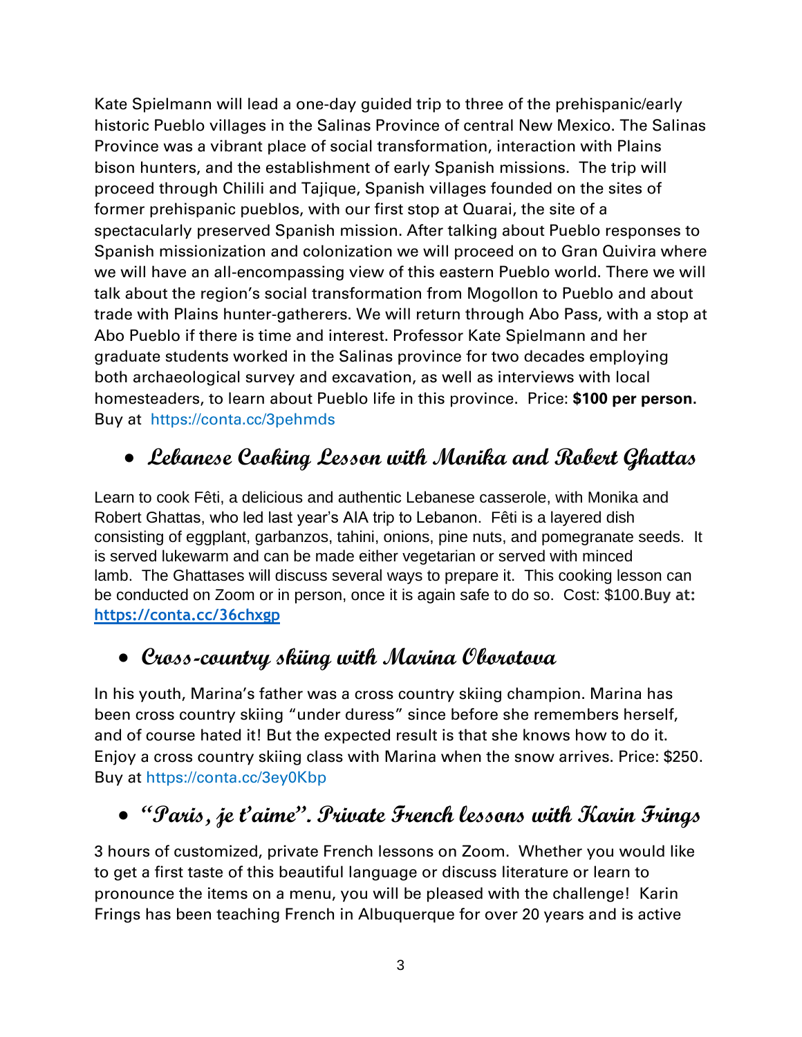Kate Spielmann will lead a one-day guided trip to three of the prehispanic/early historic Pueblo villages in the Salinas Province of central New Mexico. The Salinas Province was a vibrant place of social transformation, interaction with Plains bison hunters, and the establishment of early Spanish missions. The trip will proceed through Chilili and Tajique, Spanish villages founded on the sites of former prehispanic pueblos, with our first stop at Quarai, the site of a spectacularly preserved Spanish mission. After talking about Pueblo responses to Spanish missionization and colonization we will proceed on to Gran Quivira where we will have an all-encompassing view of this eastern Pueblo world. There we will talk about the region's social transformation from Mogollon to Pueblo and about trade with Plains hunter-gatherers. We will return through Abo Pass, with a stop at Abo Pueblo if there is time and interest. Professor Kate Spielmann and her graduate students worked in the Salinas province for two decades employing both archaeological survey and excavation, as well as interviews with local homesteaders, to learn about Pueblo life in this province. Price: **$100 per person.** Buy at https://conta.cc/3pehmds

- ## Lebanese Cooking Lesson with Monika and Robert Ghattas

Learn to cook Fêti, a delicious and authentic Lebanese casserole, with Monika and Robert Ghattas, who led last year's AIA trip to Lebanon. Fêti is a layered dish consisting of eggplant, garbanzos, tahini, onions, pine nuts, and pomegranate seeds. It is served lukewarm and can be made either vegetarian or served with minced lamb. The Ghattases will discuss several ways to prepare it. This cooking lesson can be conducted on Zoom or in person, once it is again safe to do so. Cost: $100. **Buy at: https://conta.cc/36chxgp**

- ## Cross-country skiing with Marina Oborotova

In his youth, Marina's father was a cross country skiing champion. Marina has been cross country skiing "under duress" since before she remembers herself, and of course hated it! But the expected result is that she knows how to do it. Enjoy a cross country skiing class with Marina when the snow arrives. Price: $250. Buy at https://conta.cc/3ey0Kbp

- ## "Paris, je t'aime". Private French lessons with Karin Frings

3 hours of customized, private French lessons on Zoom. Whether you would like to get a first taste of this beautiful language or discuss literature or learn to pronounce the items on a menu, you will be pleased with the challenge! Karin Frings has been teaching French in Albuquerque for over 20 years and is active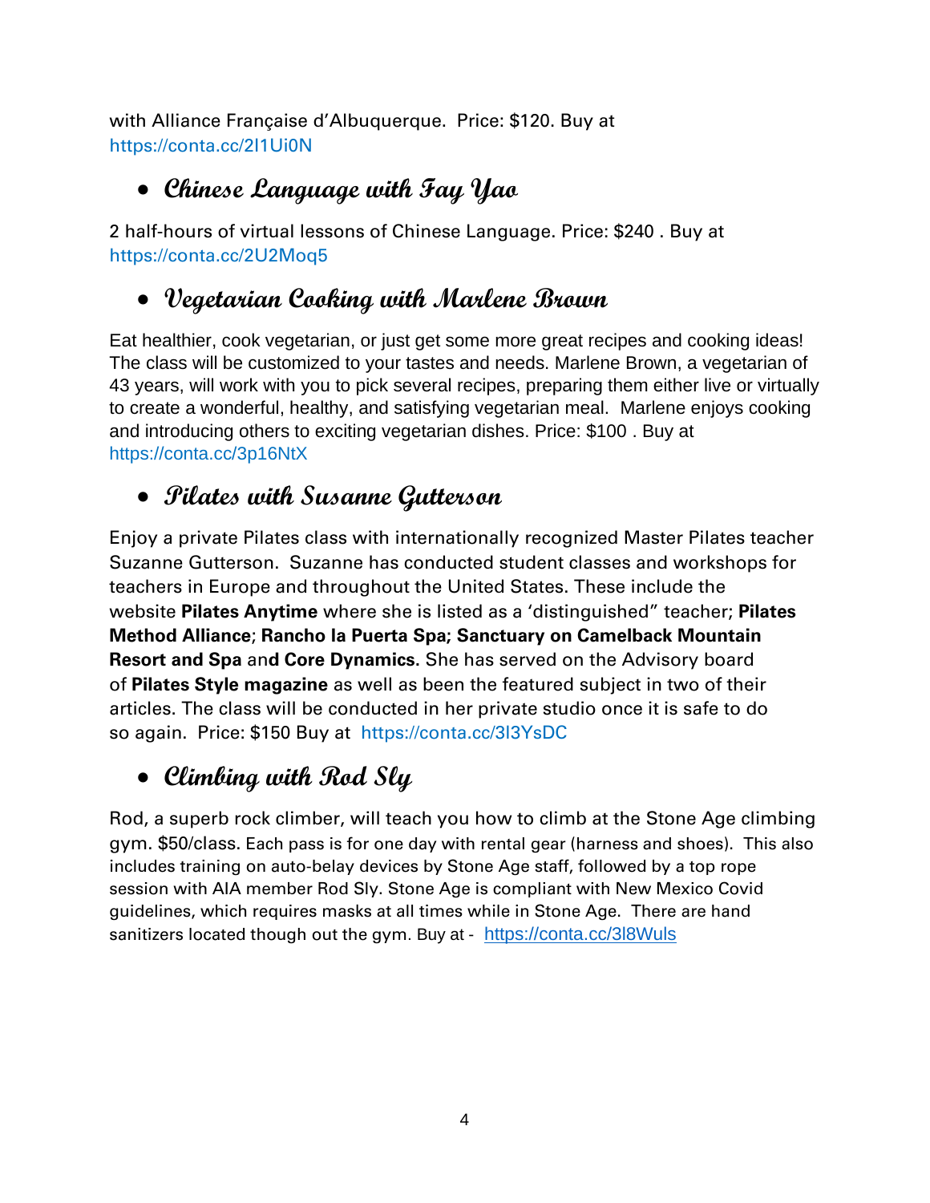with Alliance Française d'Albuquerque. Price: $120. Buy at https://conta.cc/2l1Ui0N

- ### Chinese Language with Fay Yao

2 half-hours of virtual lessons of Chinese Language. Price: $240 . Buy at https://conta.cc/2U2Moq5

- ### Vegetarian Cooking with Marlene Brown

Eat healthier, cook vegetarian, or just get some more great recipes and cooking ideas! The class will be customized to your tastes and needs. Marlene Brown, a vegetarian of 43 years, will work with you to pick several recipes, preparing them either live or virtually to create a wonderful, healthy, and satisfying vegetarian meal. Marlene enjoys cooking and introducing others to exciting vegetarian dishes. Price: $100 . Buy at https://conta.cc/3p16NtX

- ### Pilates with Susanne Gutterson

Enjoy a private Pilates class with internationally recognized Master Pilates teacher Suzanne Gutterson. Suzanne has conducted student classes and workshops for teachers in Europe and throughout the United States. These include the website **Pilates Anytime** where she is listed as a 'distinguished" teacher; **Pilates Method Alliance**; **Rancho la Puerta Spa; Sanctuary on Camelback Mountain Resort and Spa** and **Core Dynamics.** She has served on the Advisory board of **Pilates Style magazine** as well as been the featured subject in two of their articles. The class will be conducted in her private studio once it is safe to do so again. Price: $150 Buy at https://conta.cc/3l3YsDC

- ### Climbing with Rod Sly

Rod, a superb rock climber, will teach you how to climb at the Stone Age climbing gym. $50/class. Each pass is for one day with rental gear (harness and shoes). This also includes training on auto-belay devices by Stone Age staff, followed by a top rope session with AIA member Rod Sly. Stone Age is compliant with New Mexico Covid guidelines, which requires masks at all times while in Stone Age. There are hand sanitizers located though out the gym. Buy at - https://conta.cc/3l8Wuls